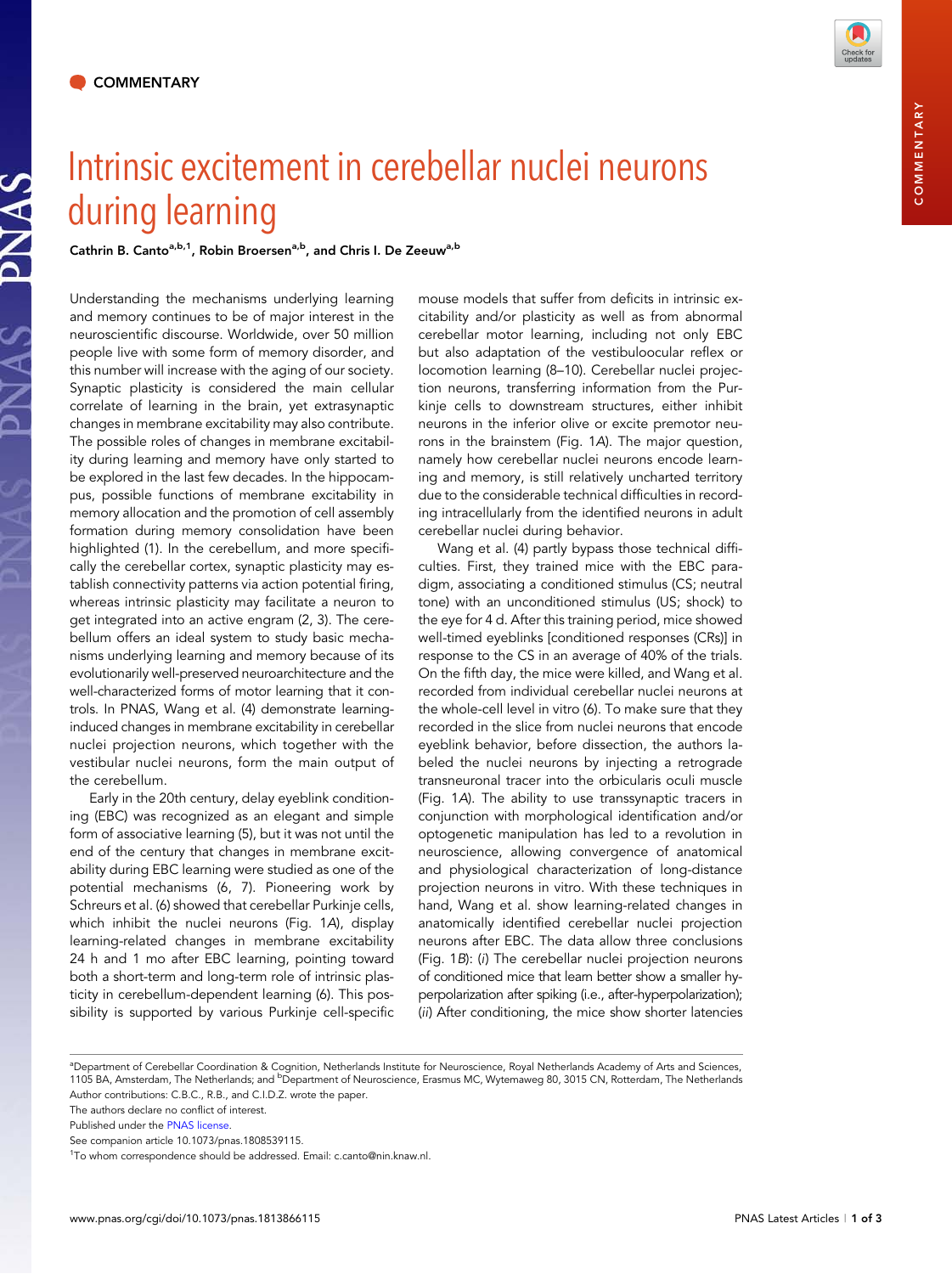COMMENTARY

# Intrinsic excitement in cerebellar nuclei neurons during learning

**Cathrin B. Canto[a,b,1], Robin Broersen[a,b], and Chris I. De Zeeuw[a,b]**

Understanding the mechanisms underlying learning and memory continues to be of major interest in the neuroscientific discourse. Worldwide, over 50 million people live with some form of memory disorder, and this number will increase with the aging of our society. Synaptic plasticity is considered the main cellular correlate of learning in the brain, yet extrasynaptic changes in membrane excitability may also contribute. The possible roles of changes in membrane excitability during learning and memory have only started to be explored in the last few decades. In the hippocampus, possible functions of membrane excitability in memory allocation and the promotion of cell assembly formation during memory consolidation have been highlighted (1). In the cerebellum, and more specifically the cerebellar cortex, synaptic plasticity may establish connectivity patterns via action potential firing, whereas intrinsic plasticity may facilitate a neuron to get integrated into an active engram (2, 3). The cerebellum offers an ideal system to study basic mechanisms underlying learning and memory because of its evolutionarily well-preserved neuroarchitecture and the well-characterized forms of motor learning that it controls. In PNAS, Wang et al. (4) demonstrate learning-induced changes in membrane excitability in cerebellar nuclei projection neurons, which together with the vestibular nuclei neurons, form the main output of the cerebellum.

Early in the 20th century, delay eyeblink conditioning (EBC) was recognized as an elegant and simple form of associative learning (5), but it was not until the end of the century that changes in membrane excitability during EBC learning were studied as one of the potential mechanisms (6, 7). Pioneering work by Schreurs et al. (6) showed that cerebellar Purkinje cells, which inhibit the nuclei neurons (Fig. 1*A*), display learning-related changes in membrane excitability 24 h and 1 mo after EBC learning, pointing toward both a short-term and long-term role of intrinsic plasticity in cerebellum-dependent learning (6). This possibility is supported by various Purkinje cell-specific mouse models that suffer from deficits in intrinsic excitability and/or plasticity as well as from abnormal cerebellar motor learning, including not only EBC but also adaptation of the vestibuloocular reflex or locomotion learning (8–10). Cerebellar nuclei projection neurons, transferring information from the Purkinje cells to downstream structures, either inhibit neurons in the inferior olive or excite premotor neurons in the brainstem (Fig. 1*A*). The major question, namely how cerebellar nuclei neurons encode learning and memory, is still relatively uncharted territory due to the considerable technical difficulties in recording intracellularly from the identified neurons in adult cerebellar nuclei during behavior.

Wang et al. (4) partly bypass those technical difficulties. First, they trained mice with the EBC paradigm, associating a conditioned stimulus (CS; neutral tone) with an unconditioned stimulus (US; shock) to the eye for 4 d. After this training period, mice showed well-timed eyeblinks [conditioned responses (CRs)] in response to the CS in an average of 40% of the trials. On the fifth day, the mice were killed, and Wang et al. recorded from individual cerebellar nuclei neurons at the whole-cell level in vitro (6). To make sure that they recorded in the slice from nuclei neurons that encode eyeblink behavior, before dissection, the authors labeled the nuclei neurons by injecting a retrograde transneuronal tracer into the orbicularis oculi muscle (Fig. 1*A*). The ability to use transsynaptic tracers in conjunction with morphological identification and/or optogenetic manipulation has led to a revolution in neuroscience, allowing convergence of anatomical and physiological characterization of long-distance projection neurons in vitro. With these techniques in hand, Wang et al. show learning-related changes in anatomically identified cerebellar nuclei projection neurons after EBC. The data allow three conclusions (Fig. 1*B*): (*i*) The cerebellar nuclei projection neurons of conditioned mice that learn better show a smaller hyperpolarization after spiking (i.e., after-hyperpolarization); (*ii*) After conditioning, the mice show shorter latencies

[a]Department of Cerebellar Coordination & Cognition, Netherlands Institute for Neuroscience, Royal Netherlands Academy of Arts and Sciences, 1105 BA, Amsterdam, The Netherlands; and [b]Department of Neuroscience, Erasmus MC, Wytemaweg 80, 3015 CN, Rotterdam, The Netherlands

Author contributions: C.B.C., R.B., and C.I.D.Z. wrote the paper.

The authors declare no conflict of interest.

Published under the PNAS license.

See companion article 10.1073/pnas.1808539115.

[1]To whom correspondence should be addressed. Email: c.canto@nin.knaw.nl.

www.pnas.org/cgi/doi/10.1073/pnas.1813866115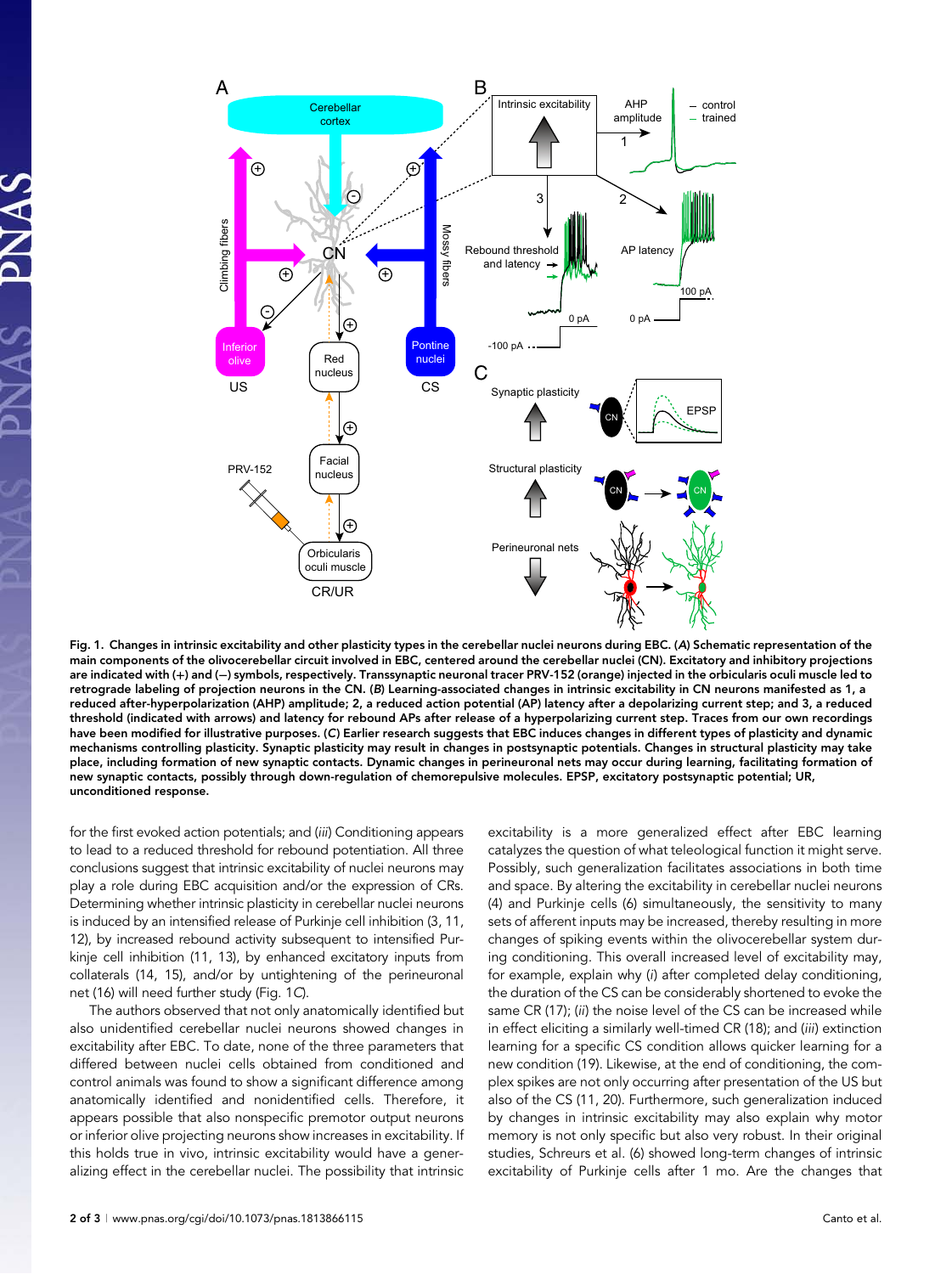**Fig. 1.** **Changes in intrinsic excitability and other plasticity types in the cerebellar nuclei neurons during EBC. (*A*) Schematic representation of the main components of the olivocerebellar circuit involved in EBC, centered around the cerebellar nuclei (CN). Excitatory and inhibitory projections are indicated with (+) and (−) symbols, respectively. Transsynaptic neuronal tracer PRV-152 (orange) injected in the orbicularis oculi muscle led to retrograde labeling of projection neurons in the CN. (*B*) Learning-associated changes in intrinsic excitability in CN neurons manifested as 1, a reduced after-hyperpolarization (AHP) amplitude; 2, a reduced action potential (AP) latency after a depolarizing current step; and 3, a reduced threshold (indicated with arrows) and latency for rebound APs after release of a hyperpolarizing current step. Traces from our own recordings have been modified for illustrative purposes. (*C*) Earlier research suggests that EBC induces changes in different types of plasticity and dynamic mechanisms controlling plasticity. Synaptic plasticity may result in changes in postsynaptic potentials. Changes in structural plasticity may take place, including formation of new synaptic contacts. Dynamic changes in perineuronal nets may occur during learning, facilitating formation of new synaptic contacts, possibly through down-regulation of chemorepulsive molecules. EPSP, excitatory postsynaptic potential; UR, unconditioned response.**

for the first evoked action potentials; and (*iii*) Conditioning appears to lead to a reduced threshold for rebound potentiation. All three conclusions suggest that intrinsic excitability of nuclei neurons may play a role during EBC acquisition and/or the expression of CRs. Determining whether intrinsic plasticity in cerebellar nuclei neurons is induced by an intensified release of Purkinje cell inhibition (3, 11, 12), by increased rebound activity subsequent to intensified Purkinje cell inhibition (11, 13), by enhanced excitatory inputs from collaterals (14, 15), and/or by untightening of the perineuronal net (16) will need further study (Fig. 1*C*).

The authors observed that not only anatomically identified but also unidentified cerebellar nuclei neurons showed changes in excitability after EBC. To date, none of the three parameters that differed between nuclei cells obtained from conditioned and control animals was found to show a significant difference among anatomically identified and nonidentified cells. Therefore, it appears possible that also nonspecific premotor output neurons or inferior olive projecting neurons show increases in excitability. If this holds true in vivo, intrinsic excitability would have a generalizing effect in the cerebellar nuclei. The possibility that intrinsic excitability is a more generalized effect after EBC learning catalyzes the question of what teleological function it might serve. Possibly, such generalization facilitates associations in both time and space. By altering the excitability in cerebellar nuclei neurons (4) and Purkinje cells (6) simultaneously, the sensitivity to many sets of afferent inputs may be increased, thereby resulting in more changes of spiking events within the olivocerebellar system during conditioning. This overall increased level of excitability may, for example, explain why (*i*) after completed delay conditioning, the duration of the CS can be considerably shortened to evoke the same CR (17); (*ii*) the noise level of the CS can be increased while in effect eliciting a similarly well-timed CR (18); and (*iii*) extinction learning for a specific CS condition allows quicker learning for a new condition (19). Likewise, at the end of conditioning, the complex spikes are not only occurring after presentation of the US but also of the CS (11, 20). Furthermore, such generalization induced by changes in intrinsic excitability may also explain why motor memory is not only specific but also very robust. In their original studies, Schreurs et al. (6) showed long-term changes of intrinsic excitability of Purkinje cells after 1 mo. Are the changes that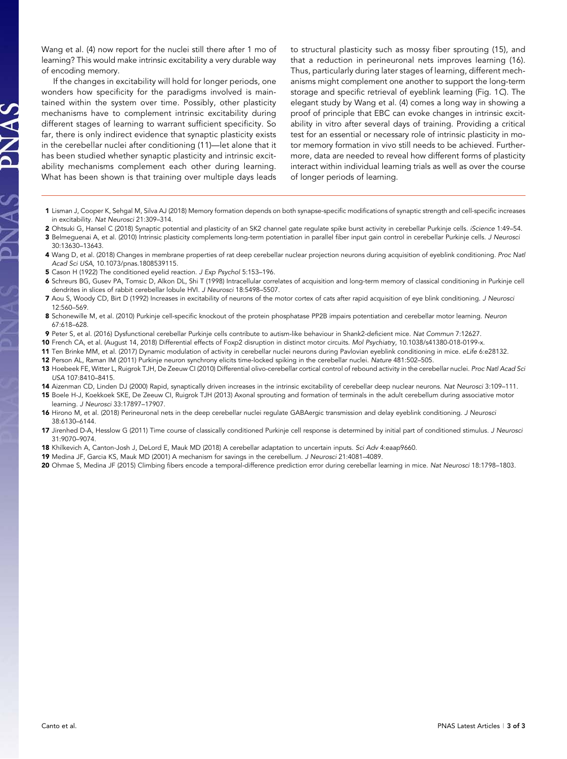Wang et al. (4) now report for the nuclei still there after 1 mo of learning? This would make intrinsic excitability a very durable way of encoding memory.

If the changes in excitability will hold for longer periods, one wonders how specificity for the paradigms involved is maintained within the system over time. Possibly, other plasticity mechanisms have to complement intrinsic excitability during different stages of learning to warrant sufficient specificity. So far, there is only indirect evidence that synaptic plasticity exists in the cerebellar nuclei after conditioning (11)—let alone that it has been studied whether synaptic plasticity and intrinsic excitability mechanisms complement each other during learning. What has been shown is that training over multiple days leads to structural plasticity such as mossy fiber sprouting (15), and that a reduction in perineuronal nets improves learning (16). Thus, particularly during later stages of learning, different mechanisms might complement one another to support the long-term storage and specific retrieval of eyeblink learning (Fig. 1*C*). The elegant study by Wang et al. (4) comes a long way in showing a proof of principle that EBC can evoke changes in intrinsic excitability in vitro after several days of training. Providing a critical test for an essential or necessary role of intrinsic plasticity in motor memory formation in vivo still needs to be achieved. Furthermore, data are needed to reveal how different forms of plasticity interact within individual learning trials as well as over the course of longer periods of learning.

1 Lisman J, Cooper K, Sehgal M, Silva AJ (2018) Memory formation depends on both synapse-specific modifications of synaptic strength and cell-specific increases in excitability. *Nat Neurosci* 21:309–314.

2 Ohtsuki G, Hansel C (2018) Synaptic potential and plasticity of an SK2 channel gate regulate spike burst activity in cerebellar Purkinje cells. *iScience* 1:49–54.

3 Belmeguenai A, et al. (2010) Intrinsic plasticity complements long-term potentiation in parallel fiber input gain control in cerebellar Purkinje cells. *J Neurosci* 30:13630–13643.

4 Wang D, et al. (2018) Changes in membrane properties of rat deep cerebellar nuclear projection neurons during acquisition of eyeblink conditioning. *Proc Natl Acad Sci USA*, 10.1073/pnas.1808539115.

5 Cason H (1922) The conditioned eyelid reaction. *J Exp Psychol* 5:153–196.

6 Schreurs BG, Gusev PA, Tomsic D, Alkon DL, Shi T (1998) Intracellular correlates of acquisition and long-term memory of classical conditioning in Purkinje cell dendrites in slices of rabbit cerebellar lobule HVI. *J Neurosci* 18:5498–5507.

7 Aou S, Woody CD, Birt D (1992) Increases in excitability of neurons of the motor cortex of cats after rapid acquisition of eye blink conditioning. *J Neurosci* 12:560–569.

8 Schonewille M, et al. (2010) Purkinje cell-specific knockout of the protein phosphatase PP2B impairs potentiation and cerebellar motor learning. *Neuron* 67:618–628.

9 Peter S, et al. (2016) Dysfunctional cerebellar Purkinje cells contribute to autism-like behaviour in Shank2-deficient mice. *Nat Commun* 7:12627.

10 French CA, et al. (August 14, 2018) Differential effects of Foxp2 disruption in distinct motor circuits. *Mol Psychiatry*, 10.1038/s41380-018-0199-x.

11 Ten Brinke MM, et al. (2017) Dynamic modulation of activity in cerebellar nuclei neurons during Pavlovian eyeblink conditioning in mice. *eLife* 6:e28132.

12 Person AL, Raman IM (2011) Purkinje neuron synchrony elicits time-locked spiking in the cerebellar nuclei. *Nature* 481:502–505.

13 Hoebeek FE, Witter L, Ruigrok TJH, De Zeeuw CI (2010) Differential olivo-cerebellar cortical control of rebound activity in the cerebellar nuclei. *Proc Natl Acad Sci USA* 107:8410–8415.

14 Aizenman CD, Linden DJ (2000) Rapid, synaptically driven increases in the intrinsic excitability of cerebellar deep nuclear neurons. *Nat Neurosci* 3:109–111.

15 Boele H-J, Koekkoek SKE, De Zeeuw CI, Ruigrok TJH (2013) Axonal sprouting and formation of terminals in the adult cerebellum during associative motor learning. *J Neurosci* 33:17897–17907.

16 Hirono M, et al. (2018) Perineuronal nets in the deep cerebellar nuclei regulate GABAergic transmission and delay eyeblink conditioning. *J Neurosci* 38:6130–6144.

17 Jirenhed D-A, Hesslow G (2011) Time course of classically conditioned Purkinje cell response is determined by initial part of conditioned stimulus. *J Neurosci* 31:9070–9074.

18 Khilkevich A, Canton-Josh J, DeLord E, Mauk MD (2018) A cerebellar adaptation to uncertain inputs. *Sci Adv* 4:eaap9660.

19 Medina JF, Garcia KS, Mauk MD (2001) A mechanism for savings in the cerebellum. *J Neurosci* 21:4081–4089.

20 Ohmae S, Medina JF (2015) Climbing fibers encode a temporal-difference prediction error during cerebellar learning in mice. *Nat Neurosci* 18:1798–1803.